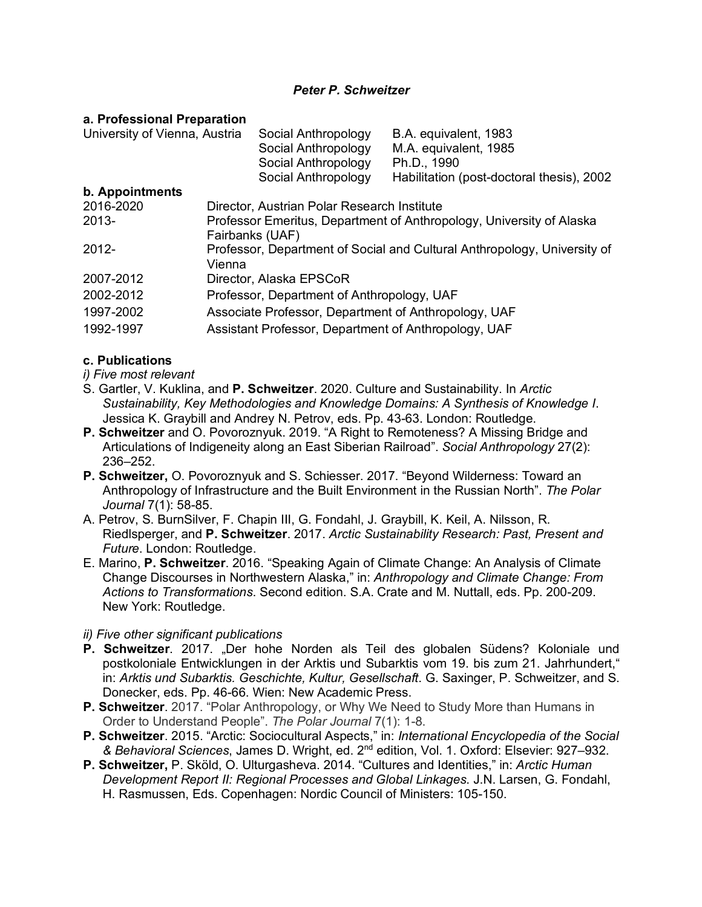# *Peter P. Schweitzer*

## a. Professional Preparation

| | | |
|---|---|---|
| University of Vienna, Austria | Social Anthropology | B.A. equivalent, 1983 |
| | Social Anthropology | M.A. equivalent, 1985 |
| | Social Anthropology | Ph.D., 1990 |
| | Social Anthropology | Habilitation (post-doctoral thesis), 2002 |

## b. Appointments

| | |
|---|---|
| 2016-2020 | Director, Austrian Polar Research Institute |
| 2013- | Professor Emeritus, Department of Anthropology, University of Alaska Fairbanks (UAF) |
| 2012- | Professor, Department of Social and Cultural Anthropology, University of Vienna |
| 2007-2012 | Director, Alaska EPSCoR |
| 2002-2012 | Professor, Department of Anthropology, UAF |
| 1997-2002 | Associate Professor, Department of Anthropology, UAF |
| 1992-1997 | Assistant Professor, Department of Anthropology, UAF |

## c. Publications

*i) Five most relevant*

S. Gartler, V. Kuklina, and **P. Schweitzer**. 2020. Culture and Sustainability. In *Arctic Sustainability, Key Methodologies and Knowledge Domains: A Synthesis of Knowledge I*. Jessica K. Graybill and Andrey N. Petrov, eds. Pp. 43-63. London: Routledge.

**P. Schweitzer** and O. Povoroznyuk. 2019. "A Right to Remoteness? A Missing Bridge and Articulations of Indigeneity along an East Siberian Railroad". *Social Anthropology* 27(2): 236–252.

**P. Schweitzer,** O. Povoroznyuk and S. Schiesser. 2017. "Beyond Wilderness: Toward an Anthropology of Infrastructure and the Built Environment in the Russian North". *The Polar Journal* 7(1): 58-85.

A. Petrov, S. BurnSilver, F. Chapin III, G. Fondahl, J. Graybill, K. Keil, A. Nilsson, R. Riedlsperger, and **P. Schweitzer**. 2017. *Arctic Sustainability Research: Past, Present and Future*. London: Routledge.

E. Marino, **P. Schweitzer**. 2016. "Speaking Again of Climate Change: An Analysis of Climate Change Discourses in Northwestern Alaska," in: *Anthropology and Climate Change: From Actions to Transformations*. Second edition. S.A. Crate and M. Nuttall, eds. Pp. 200-209. New York: Routledge.

*ii) Five other significant publications*

**P. Schweitzer**. 2017. „Der hohe Norden als Teil des globalen Südens? Koloniale und postkoloniale Entwicklungen in der Arktis und Subarktis vom 19. bis zum 21. Jahrhundert," in: *Arktis und Subarktis. Geschichte, Kultur, Gesellschaft*. G. Saxinger, P. Schweitzer, and S. Donecker, eds. Pp. 46-66. Wien: New Academic Press.

**P. Schweitzer**. 2017. "Polar Anthropology, or Why We Need to Study More than Humans in Order to Understand People". *The Polar Journal* 7(1): 1-8.

**P. Schweitzer**. 2015. "Arctic: Sociocultural Aspects," in: *International Encyclopedia of the Social & Behavioral Sciences*, James D. Wright, ed. 2nd edition, Vol. 1. Oxford: Elsevier: 927–932.

**P. Schweitzer,** P. Sköld, O. Ulturgasheva. 2014. "Cultures and Identities," in: *Arctic Human Development Report II: Regional Processes and Global Linkages*. J.N. Larsen, G. Fondahl, H. Rasmussen, Eds. Copenhagen: Nordic Council of Ministers: 105-150.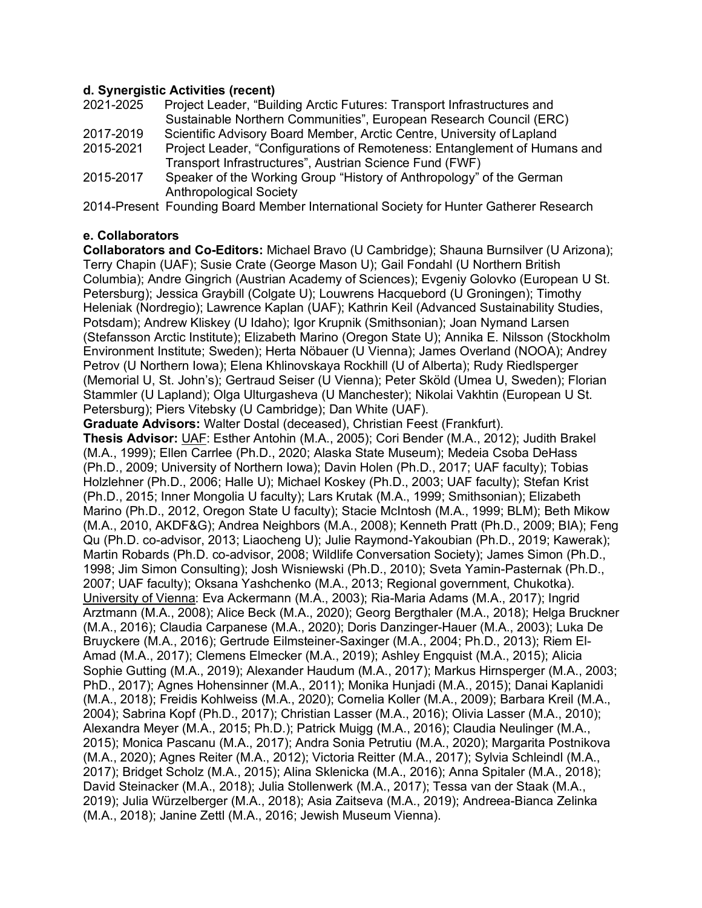**d. Synergistic Activities (recent)**

2021-2025 Project Leader, "Building Arctic Futures: Transport Infrastructures and Sustainable Northern Communities", European Research Council (ERC)

2017-2019 Scientific Advisory Board Member, Arctic Centre, University of Lapland

2015-2021 Project Leader, "Configurations of Remoteness: Entanglement of Humans and Transport Infrastructures", Austrian Science Fund (FWF)

2015-2017 Speaker of the Working Group "History of Anthropology" of the German Anthropological Society

2014-Present Founding Board Member International Society for Hunter Gatherer Research

**e. Collaborators**

**Collaborators and Co-Editors:** Michael Bravo (U Cambridge); Shauna Burnsilver (U Arizona); Terry Chapin (UAF); Susie Crate (George Mason U); Gail Fondahl (U Northern British Columbia); Andre Gingrich (Austrian Academy of Sciences); Evgeniy Golovko (European U St. Petersburg); Jessica Graybill (Colgate U); Louwrens Hacquebord (U Groningen); Timothy Heleniak (Nordregio); Lawrence Kaplan (UAF); Kathrin Keil (Advanced Sustainability Studies, Potsdam); Andrew Kliskey (U Idaho); Igor Krupnik (Smithsonian); Joan Nymand Larsen (Stefansson Arctic Institute); Elizabeth Marino (Oregon State U); Annika E. Nilsson (Stockholm Environment Institute; Sweden); Herta Nöbauer (U Vienna); James Overland (NOAA); Andrey Petrov (U Northern Iowa); Elena Khlinovskaya Rockhill (U of Alberta); Rudy Riedlsperger (Memorial U, St. John's); Gertraud Seiser (U Vienna); Peter Sköld (Umea U, Sweden); Florian Stammler (U Lapland); Olga Ulturgasheva (U Manchester); Nikolai Vakhtin (European U St. Petersburg); Piers Vitebsky (U Cambridge); Dan White (UAF).

**Graduate Advisors:** Walter Dostal (deceased), Christian Feest (Frankfurt).

**Thesis Advisor:** UAF: Esther Antohin (M.A., 2005); Cori Bender (M.A., 2012); Judith Brakel (M.A., 1999); Ellen Carrlee (Ph.D., 2020; Alaska State Museum); Medeia Csoba DeHass (Ph.D., 2009; University of Northern Iowa); Davin Holen (Ph.D., 2017; UAF faculty); Tobias Holzlehner (Ph.D., 2006; Halle U); Michael Koskey (Ph.D., 2003; UAF faculty); Stefan Krist (Ph.D., 2015; Inner Mongolia U faculty); Lars Krutak (M.A., 1999; Smithsonian); Elizabeth Marino (Ph.D., 2012, Oregon State U faculty); Stacie McIntosh (M.A., 1999; BLM); Beth Mikow (M.A., 2010, AKDF&G); Andrea Neighbors (M.A., 2008); Kenneth Pratt (Ph.D., 2009; BIA); Feng Qu (Ph.D. co-advisor, 2013; Liaocheng U); Julie Raymond-Yakoubian (Ph.D., 2019; Kawerak); Martin Robards (Ph.D. co-advisor, 2008; Wildlife Conversation Society); James Simon (Ph.D., 1998; Jim Simon Consulting); Josh Wisniewski (Ph.D., 2010); Sveta Yamin-Pasternak (Ph.D., 2007; UAF faculty); Oksana Yashchenko (M.A., 2013; Regional government, Chukotka). University of Vienna: Eva Ackermann (M.A., 2003); Ria-Maria Adams (M.A., 2017); Ingrid Arztmann (M.A., 2008); Alice Beck (M.A., 2020); Georg Bergthaler (M.A., 2018); Helga Bruckner (M.A., 2016); Claudia Carpanese (M.A., 2020); Doris Danzinger-Hauer (M.A., 2003); Luka De Bruyckere (M.A., 2016); Gertrude Eilmsteiner-Saxinger (M.A., 2004; Ph.D., 2013); Riem El-Amad (M.A., 2017); Clemens Elmecker (M.A., 2019); Ashley Engquist (M.A., 2015); Alicia Sophie Gutting (M.A., 2019); Alexander Haudum (M.A., 2017); Markus Hirnsperger (M.A., 2003; PhD., 2017); Agnes Hohensinner (M.A., 2011); Monika Hunjadi (M.A., 2015); Danai Kaplanidi (M.A., 2018); Freidis Kohlweiss (M.A., 2020); Cornelia Koller (M.A., 2009); Barbara Kreil (M.A., 2004); Sabrina Kopf (Ph.D., 2017); Christian Lasser (M.A., 2016); Olivia Lasser (M.A., 2010); Alexandra Meyer (M.A., 2015; Ph.D.); Patrick Muigg (M.A., 2016); Claudia Neulinger (M.A., 2015); Monica Pascanu (M.A., 2017); Andra Sonia Petrutiu (M.A., 2020); Margarita Postnikova (M.A., 2020); Agnes Reiter (M.A., 2012); Victoria Reitter (M.A., 2017); Sylvia Schleindl (M.A., 2017); Bridget Scholz (M.A., 2015); Alina Sklenicka (M.A., 2016); Anna Spitaler (M.A., 2018); David Steinacker (M.A., 2018); Julia Stollenwerk (M.A., 2017); Tessa van der Staak (M.A., 2019); Julia Würzelberger (M.A., 2018); Asia Zaitseva (M.A., 2019); Andreea-Bianca Zelinka (M.A., 2018); Janine Zettl (M.A., 2016; Jewish Museum Vienna).